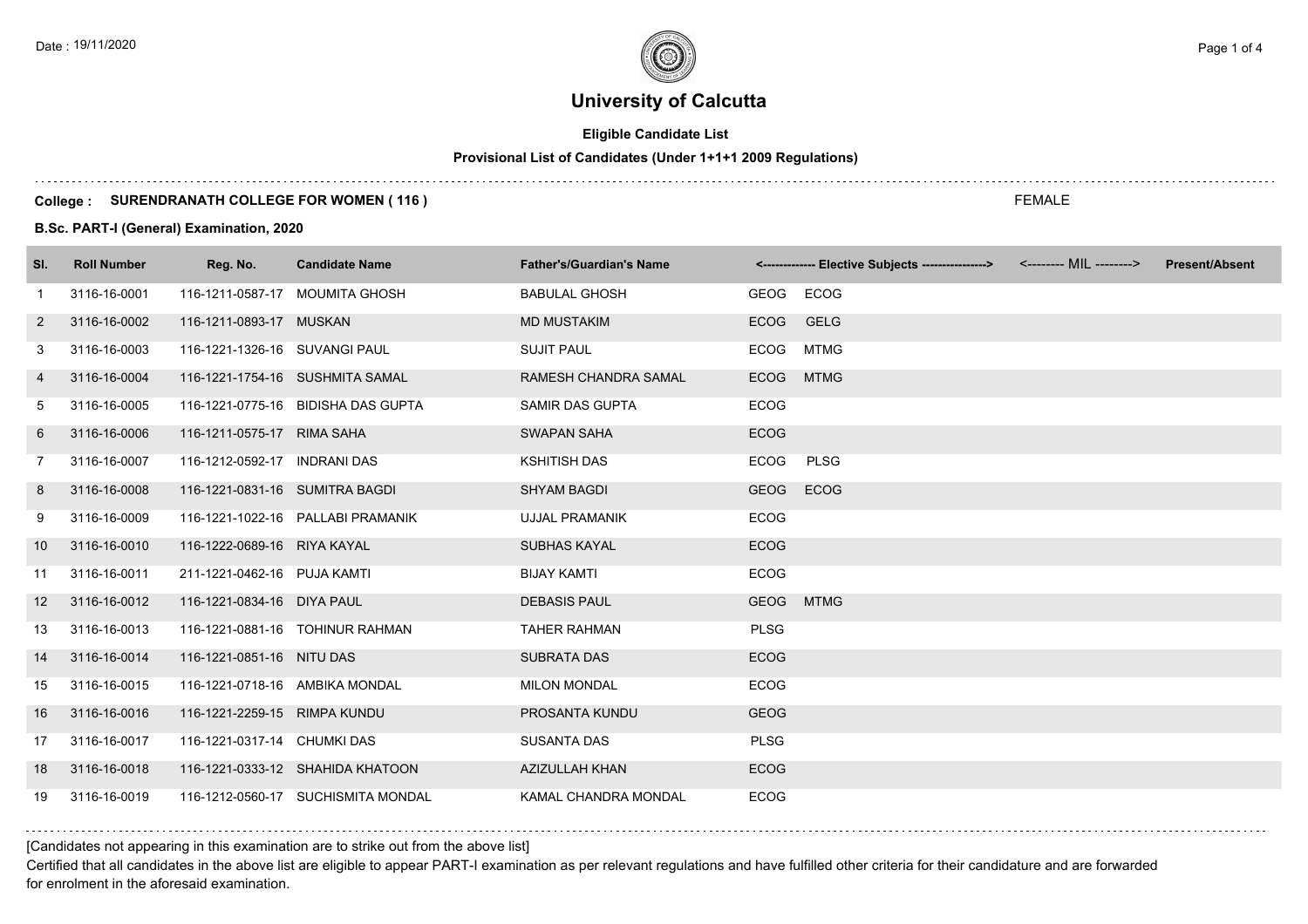# University of Calcutta

**Eligible Candidate List**

**Provisional List of Candidates (Under 1+1+1 2009 Regulations)**

**College : SURENDRANATH COLLEGE FOR WOMEN ( 116 )**

FEMALE

**B.Sc. PART-I (General) Examination, 2020**

| Sl. | Roll Number | Reg. No. | Candidate Name | Father's/Guardian's Name | <------------- Elective Subjects ----------------> | | <-------- MIL --------> | Present/Absent |
|---|---|---|---|---|---|---|---|---|
| 1 | 3116-16-0001 | 116-1211-0587-17 | MOUMITA GHOSH | BABULAL GHOSH | GEOG | ECOG | | |
| 2 | 3116-16-0002 | 116-1211-0893-17 | MUSKAN | MD MUSTAKIM | ECOG | GELG | | |
| 3 | 3116-16-0003 | 116-1221-1326-16 | SUVANGI PAUL | SUJIT PAUL | ECOG | MTMG | | |
| 4 | 3116-16-0004 | 116-1221-1754-16 | SUSHMITA SAMAL | RAMESH CHANDRA SAMAL | ECOG | MTMG | | |
| 5 | 3116-16-0005 | 116-1221-0775-16 | BIDISHA DAS GUPTA | SAMIR DAS GUPTA | ECOG | | | |
| 6 | 3116-16-0006 | 116-1211-0575-17 | RIMA SAHA | SWAPAN SAHA | ECOG | | | |
| 7 | 3116-16-0007 | 116-1212-0592-17 | INDRANI DAS | KSHITISH DAS | ECOG | PLSG | | |
| 8 | 3116-16-0008 | 116-1221-0831-16 | SUMITRA BAGDI | SHYAM BAGDI | GEOG | ECOG | | |
| 9 | 3116-16-0009 | 116-1221-1022-16 | PALLABI PRAMANIK | UJJAL PRAMANIK | ECOG | | | |
| 10 | 3116-16-0010 | 116-1222-0689-16 | RIYA KAYAL | SUBHAS KAYAL | ECOG | | | |
| 11 | 3116-16-0011 | 211-1221-0462-16 | PUJA KAMTI | BIJAY KAMTI | ECOG | | | |
| 12 | 3116-16-0012 | 116-1221-0834-16 | DIYA PAUL | DEBASIS PAUL | GEOG | MTMG | | |
| 13 | 3116-16-0013 | 116-1221-0881-16 | TOHINUR RAHMAN | TAHER RAHMAN | PLSG | | | |
| 14 | 3116-16-0014 | 116-1221-0851-16 | NITU DAS | SUBRATA DAS | ECOG | | | |
| 15 | 3116-16-0015 | 116-1221-0718-16 | AMBIKA MONDAL | MILON MONDAL | ECOG | | | |
| 16 | 3116-16-0016 | 116-1221-2259-15 | RIMPA KUNDU | PROSANTA KUNDU | GEOG | | | |
| 17 | 3116-16-0017 | 116-1221-0317-14 | CHUMKI DAS | SUSANTA DAS | PLSG | | | |
| 18 | 3116-16-0018 | 116-1221-0333-12 | SHAHIDA KHATOON | AZIZULLAH KHAN | ECOG | | | |
| 19 | 3116-16-0019 | 116-1212-0560-17 | SUCHISMITA MONDAL | KAMAL CHANDRA MONDAL | ECOG | | | |

[Candidates not appearing in this examination are to strike out from the above list]

Certified that all candidates in the above list are eligible to appear PART-I examination as per relevant regulations and have fulfilled other criteria for their candidature and are forwarded for enrolment in the aforesaid examination.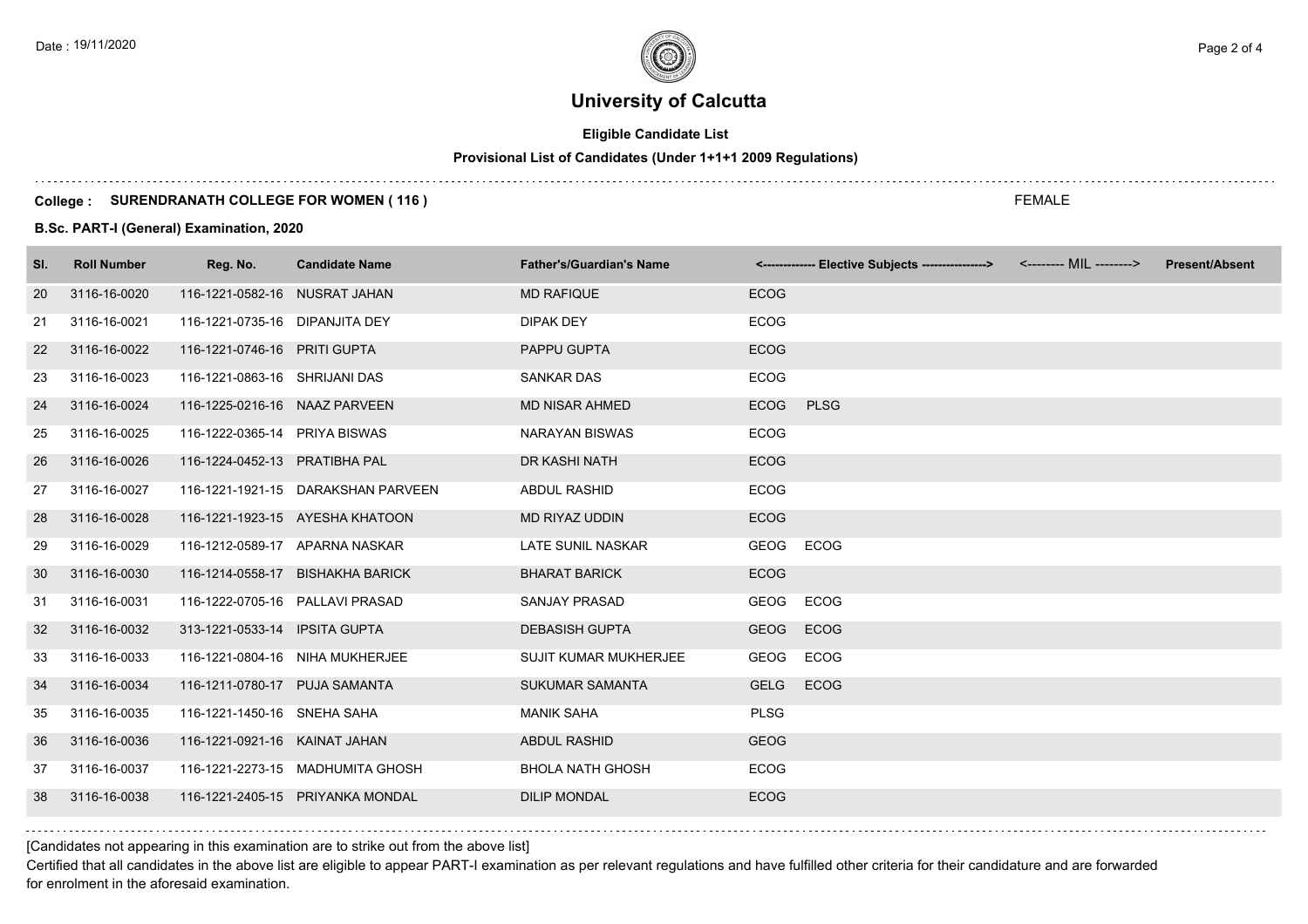# University of Calcutta

**Eligible Candidate List**

**Provisional List of Candidates (Under 1+1+1 2009 Regulations)**

**College : SURENDRANATH COLLEGE FOR WOMEN ( 116 )**

FEMALE

**B.Sc. PART-I (General) Examination, 2020**

| Sl. | Roll Number | Reg. No. | Candidate Name | Father's/Guardian's Name | <------------- Elective Subjects ----------------> | | <-------- MIL --------> | Present/Absent |
|---|---|---|---|---|---|---|---|---|
| 20 | 3116-16-0020 | 116-1221-0582-16 | NUSRAT JAHAN | MD RAFIQUE | ECOG | | | |
| 21 | 3116-16-0021 | 116-1221-0735-16 | DIPANJITA DEY | DIPAK DEY | ECOG | | | |
| 22 | 3116-16-0022 | 116-1221-0746-16 | PRITI GUPTA | PAPPU GUPTA | ECOG | | | |
| 23 | 3116-16-0023 | 116-1221-0863-16 | SHRIJANI DAS | SANKAR DAS | ECOG | | | |
| 24 | 3116-16-0024 | 116-1225-0216-16 | NAAZ PARVEEN | MD NISAR AHMED | ECOG | PLSG | | |
| 25 | 3116-16-0025 | 116-1222-0365-14 | PRIYA BISWAS | NARAYAN BISWAS | ECOG | | | |
| 26 | 3116-16-0026 | 116-1224-0452-13 | PRATIBHA PAL | DR KASHI NATH | ECOG | | | |
| 27 | 3116-16-0027 | 116-1221-1921-15 | DARAKSHAN PARVEEN | ABDUL RASHID | ECOG | | | |
| 28 | 3116-16-0028 | 116-1221-1923-15 | AYESHA KHATOON | MD RIYAZ UDDIN | ECOG | | | |
| 29 | 3116-16-0029 | 116-1212-0589-17 | APARNA NASKAR | LATE SUNIL NASKAR | GEOG | ECOG | | |
| 30 | 3116-16-0030 | 116-1214-0558-17 | BISHAKHA BARICK | BHARAT BARICK | ECOG | | | |
| 31 | 3116-16-0031 | 116-1222-0705-16 | PALLAVI PRASAD | SANJAY PRASAD | GEOG | ECOG | | |
| 32 | 3116-16-0032 | 313-1221-0533-14 | IPSITA GUPTA | DEBASISH GUPTA | GEOG | ECOG | | |
| 33 | 3116-16-0033 | 116-1221-0804-16 | NIHA MUKHERJEE | SUJIT KUMAR MUKHERJEE | GEOG | ECOG | | |
| 34 | 3116-16-0034 | 116-1211-0780-17 | PUJA SAMANTA | SUKUMAR SAMANTA | GELG | ECOG | | |
| 35 | 3116-16-0035 | 116-1221-1450-16 | SNEHA SAHA | MANIK SAHA | PLSG | | | |
| 36 | 3116-16-0036 | 116-1221-0921-16 | KAINAT JAHAN | ABDUL RASHID | GEOG | | | |
| 37 | 3116-16-0037 | 116-1221-2273-15 | MADHUMITA GHOSH | BHOLA NATH GHOSH | ECOG | | | |
| 38 | 3116-16-0038 | 116-1221-2405-15 | PRIYANKA MONDAL | DILIP MONDAL | ECOG | | | |

[Candidates not appearing in this examination are to strike out from the above list]

Certified that all candidates in the above list are eligible to appear PART-I examination as per relevant regulations and have fulfilled other criteria for their candidature and are forwarded for enrolment in the aforesaid examination.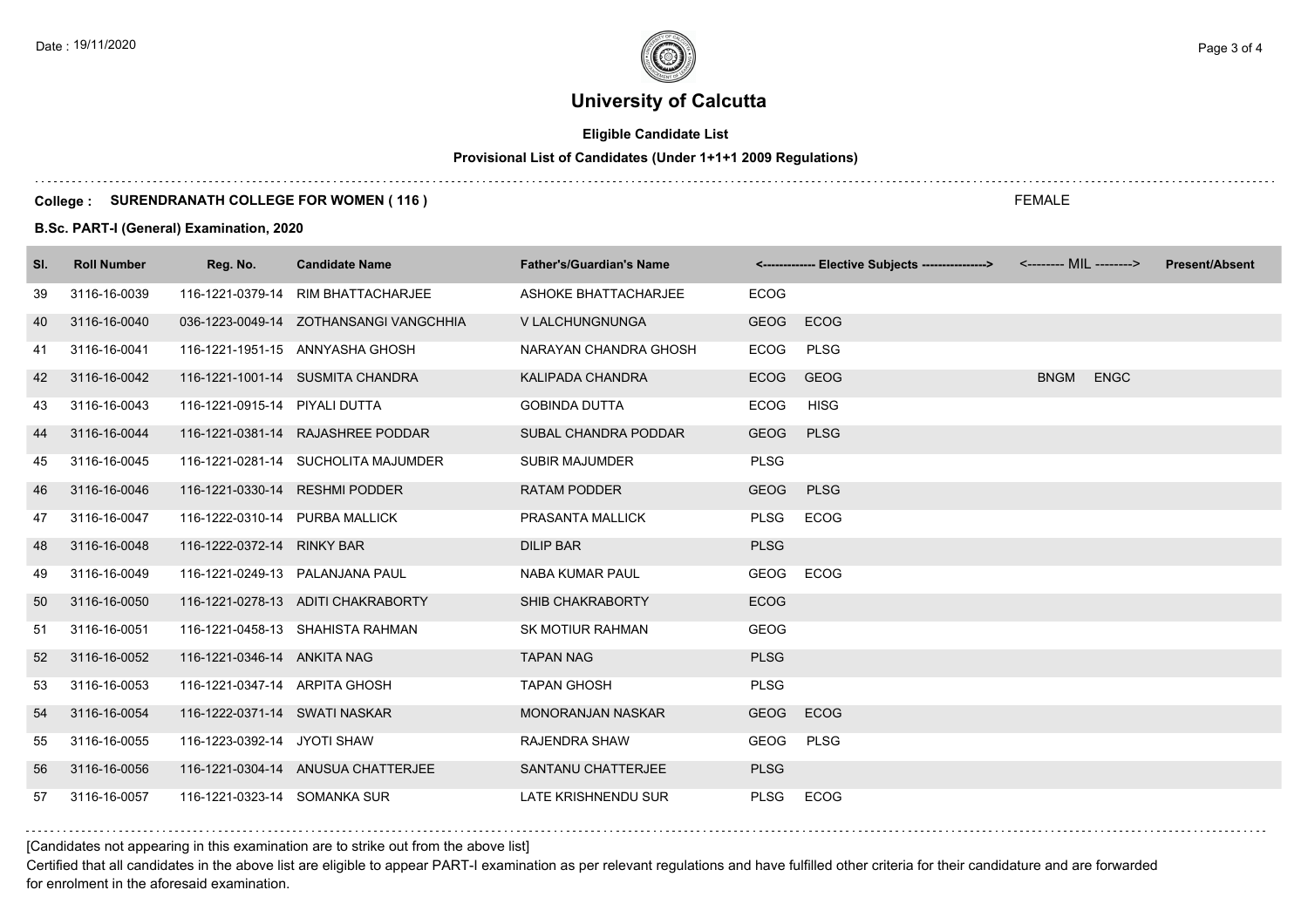# University of Calcutta

**Eligible Candidate List**

**Provisional List of Candidates (Under 1+1+1 2009 Regulations)**

**College : SURENDRANATH COLLEGE FOR WOMEN ( 116 )**

FEMALE

**B.Sc. PART-I (General) Examination, 2020**

| Sl. | Roll Number | Reg. No. | Candidate Name | Father's/Guardian's Name | <------------- Elective Subjects ---------------> | | <-------- MIL --------> | | Present/Absent |
|---|---|---|---|---|---|---|---|---|---|
| 39 | 3116-16-0039 | 116-1221-0379-14 | RIM BHATTACHARJEE | ASHOKE BHATTACHARJEE | ECOG | | | | |
| 40 | 3116-16-0040 | 036-1223-0049-14 | ZOTHANSANGI VANGCHHIA | V LALCHUNGNUNGA | GEOG | ECOG | | | |
| 41 | 3116-16-0041 | 116-1221-1951-15 | ANNYASHA GHOSH | NARAYAN CHANDRA GHOSH | ECOG | PLSG | | | |
| 42 | 3116-16-0042 | 116-1221-1001-14 | SUSMITA CHANDRA | KALIPADA CHANDRA | ECOG | GEOG | BNGM | ENGC | |
| 43 | 3116-16-0043 | 116-1221-0915-14 | PIYALI DUTTA | GOBINDA DUTTA | ECOG | HISG | | | |
| 44 | 3116-16-0044 | 116-1221-0381-14 | RAJASHREE PODDAR | SUBAL CHANDRA PODDAR | GEOG | PLSG | | | |
| 45 | 3116-16-0045 | 116-1221-0281-14 | SUCHOLITA MAJUMDER | SUBIR MAJUMDER | PLSG | | | | |
| 46 | 3116-16-0046 | 116-1221-0330-14 | RESHMI PODDER | RATAM PODDER | GEOG | PLSG | | | |
| 47 | 3116-16-0047 | 116-1222-0310-14 | PURBA MALLICK | PRASANTA MALLICK | PLSG | ECOG | | | |
| 48 | 3116-16-0048 | 116-1222-0372-14 | RINKY BAR | DILIP BAR | PLSG | | | | |
| 49 | 3116-16-0049 | 116-1221-0249-13 | PALANJANA PAUL | NABA KUMAR PAUL | GEOG | ECOG | | | |
| 50 | 3116-16-0050 | 116-1221-0278-13 | ADITI CHAKRABORTY | SHIB CHAKRABORTY | ECOG | | | | |
| 51 | 3116-16-0051 | 116-1221-0458-13 | SHAHISTA RAHMAN | SK MOTIUR RAHMAN | GEOG | | | | |
| 52 | 3116-16-0052 | 116-1221-0346-14 | ANKITA NAG | TAPAN NAG | PLSG | | | | |
| 53 | 3116-16-0053 | 116-1221-0347-14 | ARPITA GHOSH | TAPAN GHOSH | PLSG | | | | |
| 54 | 3116-16-0054 | 116-1222-0371-14 | SWATI NASKAR | MONORANJAN NASKAR | GEOG | ECOG | | | |
| 55 | 3116-16-0055 | 116-1223-0392-14 | JYOTI SHAW | RAJENDRA SHAW | GEOG | PLSG | | | |
| 56 | 3116-16-0056 | 116-1221-0304-14 | ANUSUA CHATTERJEE | SANTANU CHATTERJEE | PLSG | | | | |
| 57 | 3116-16-0057 | 116-1221-0323-14 | SOMANKA SUR | LATE KRISHNENDU SUR | PLSG | ECOG | | | |

[Candidates not appearing in this examination are to strike out from the above list]

Certified that all candidates in the above list are eligible to appear PART-I examination as per relevant regulations and have fulfilled other criteria for their candidature and are forwarded for enrolment in the aforesaid examination.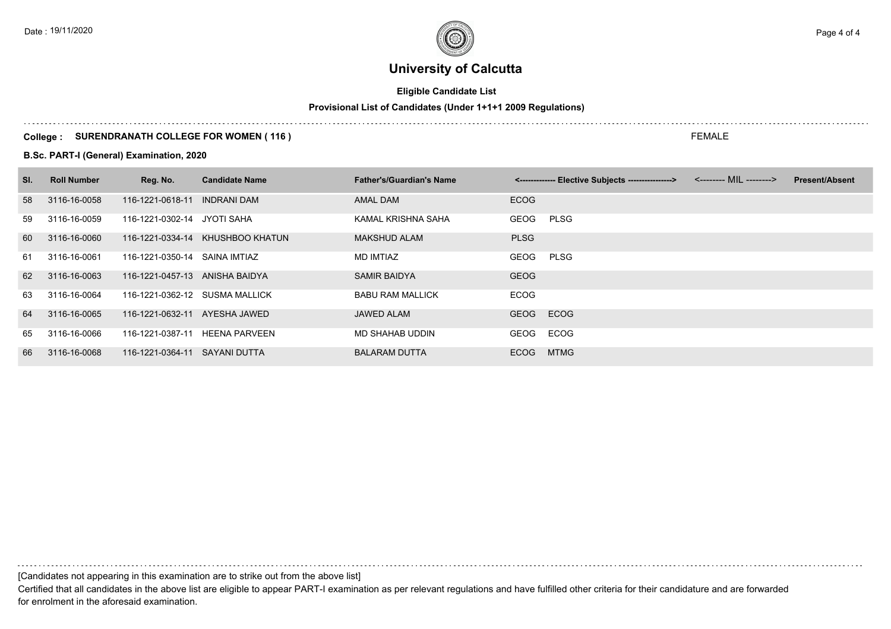Date : 19/11/2020

# University of Calcutta

**Eligible Candidate List**

**Provisional List of Candidates (Under 1+1+1 2009 Regulations)**

**College : SURENDRANATH COLLEGE FOR WOMEN ( 116 )** FEMALE

**B.Sc. PART-I (General) Examination, 2020**

| Sl. | Roll Number | Reg. No. | Candidate Name | Father's/Guardian's Name | <------------- Elective Subjects ----------------> | | <-------- MIL --------> | Present/Absent |
|---|---|---|---|---|---|---|---|---|
| 58 | 3116-16-0058 | 116-1221-0618-11 | INDRANI DAM | AMAL DAM | ECOG | | | |
| 59 | 3116-16-0059 | 116-1221-0302-14 | JYOTI SAHA | KAMAL KRISHNA SAHA | GEOG | PLSG | | |
| 60 | 3116-16-0060 | 116-1221-0334-14 | KHUSHBOO KHATUN | MAKSHUD ALAM | PLSG | | | |
| 61 | 3116-16-0061 | 116-1221-0350-14 | SAINA IMTIAZ | MD IMTIAZ | GEOG | PLSG | | |
| 62 | 3116-16-0063 | 116-1221-0457-13 | ANISHA BAIDYA | SAMIR BAIDYA | GEOG | | | |
| 63 | 3116-16-0064 | 116-1221-0362-12 | SUSMA MALLICK | BABU RAM MALLICK | ECOG | | | |
| 64 | 3116-16-0065 | 116-1221-0632-11 | AYESHA JAWED | JAWED ALAM | GEOG | ECOG | | |
| 65 | 3116-16-0066 | 116-1221-0387-11 | HEENA PARVEEN | MD SHAHAB UDDIN | GEOG | ECOG | | |
| 66 | 3116-16-0068 | 116-1221-0364-11 | SAYANI DUTTA | BALARAM DUTTA | ECOG | MTMG | | |

[Candidates not appearing in this examination are to strike out from the above list]

Certified that all candidates in the above list are eligible to appear PART-I examination as per relevant regulations and have fulfilled other criteria for their candidature and are forwarded for enrolment in the aforesaid examination.